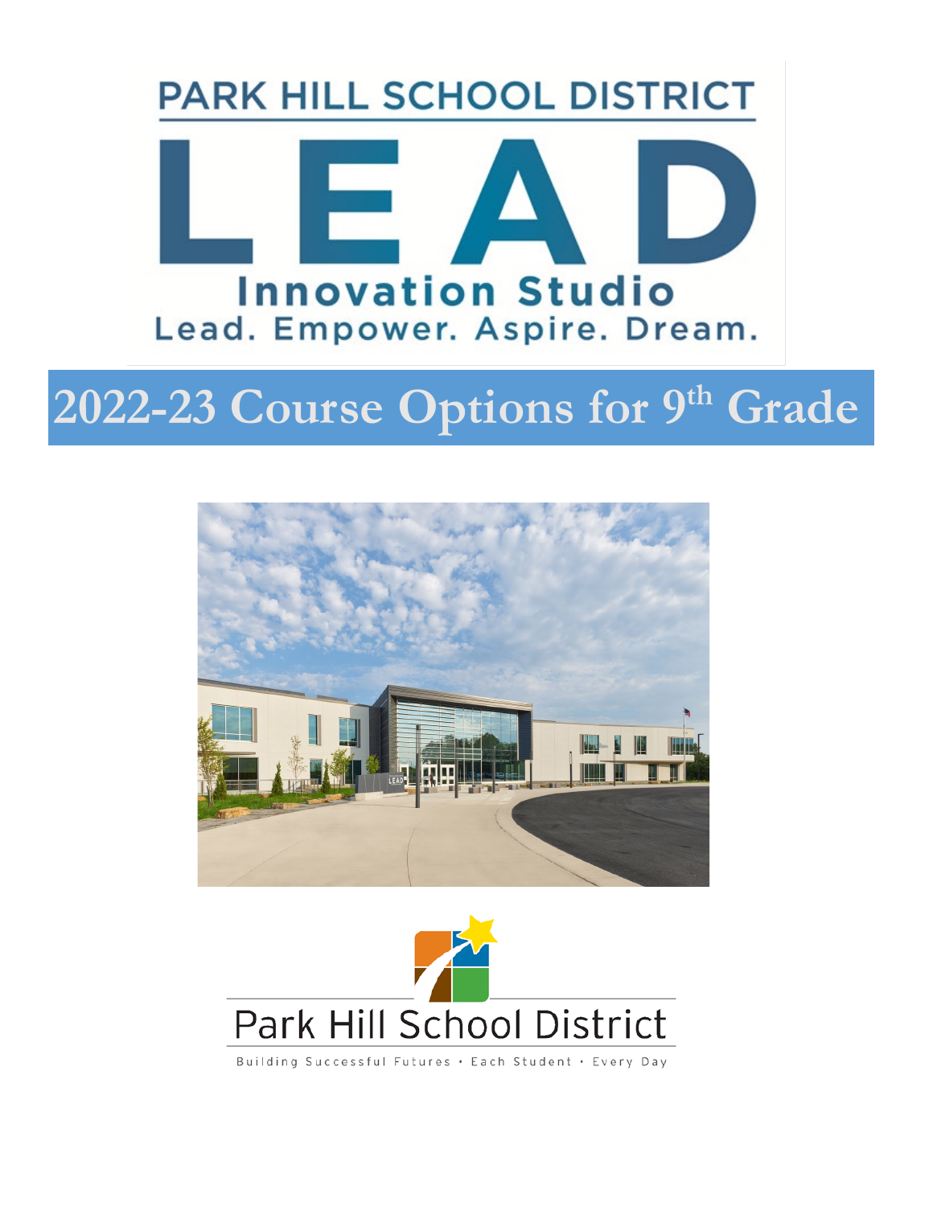# PARK HILL SCHOOL DISTRICT

# LEAD

## Innovation Studio

Lead. Empower. Aspire. Dream.

# 2022-23 Course Options for 9th Grade

Park Hill School District

Building Successful Futures • Each Student • Every Day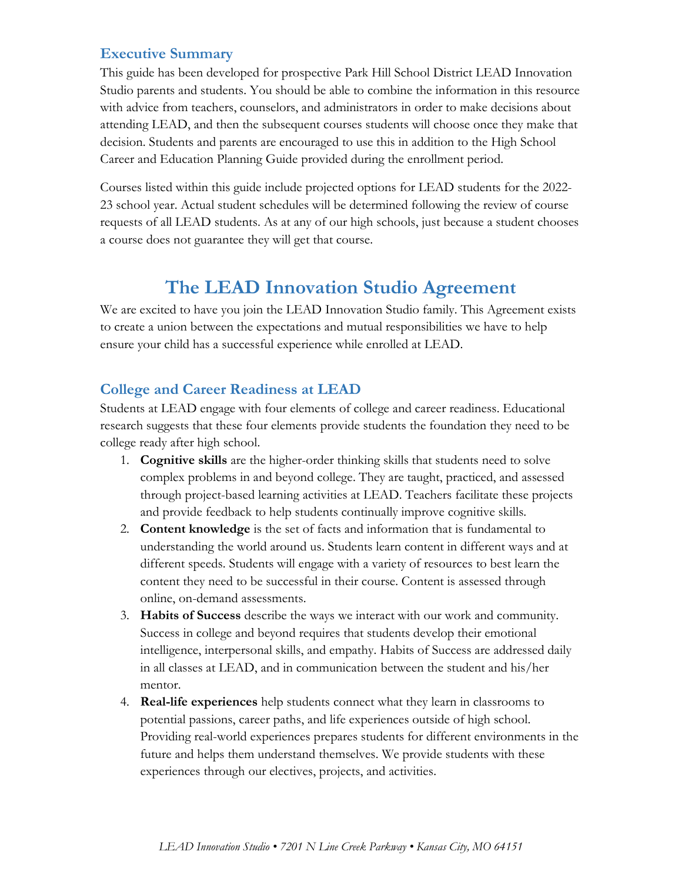## Executive Summary

This guide has been developed for prospective Park Hill School District LEAD Innovation Studio parents and students. You should be able to combine the information in this resource with advice from teachers, counselors, and administrators in order to make decisions about attending LEAD, and then the subsequent courses students will choose once they make that decision. Students and parents are encouraged to use this in addition to the High School Career and Education Planning Guide provided during the enrollment period.

Courses listed within this guide include projected options for LEAD students for the 2022-23 school year. Actual student schedules will be determined following the review of course requests of all LEAD students. As at any of our high schools, just because a student chooses a course does not guarantee they will get that course.

# The LEAD Innovation Studio Agreement

We are excited to have you join the LEAD Innovation Studio family. This Agreement exists to create a union between the expectations and mutual responsibilities we have to help ensure your child has a successful experience while enrolled at LEAD.

## College and Career Readiness at LEAD

Students at LEAD engage with four elements of college and career readiness. Educational research suggests that these four elements provide students the foundation they need to be college ready after high school.

1. **Cognitive skills** are the higher-order thinking skills that students need to solve complex problems in and beyond college. They are taught, practiced, and assessed through project-based learning activities at LEAD. Teachers facilitate these projects and provide feedback to help students continually improve cognitive skills.
2. **Content knowledge** is the set of facts and information that is fundamental to understanding the world around us. Students learn content in different ways and at different speeds. Students will engage with a variety of resources to best learn the content they need to be successful in their course. Content is assessed through online, on-demand assessments.
3. **Habits of Success** describe the ways we interact with our work and community. Success in college and beyond requires that students develop their emotional intelligence, interpersonal skills, and empathy. Habits of Success are addressed daily in all classes at LEAD, and in communication between the student and his/her mentor.
4. **Real-life experiences** help students connect what they learn in classrooms to potential passions, career paths, and life experiences outside of high school. Providing real-world experiences prepares students for different environments in the future and helps them understand themselves. We provide students with these experiences through our electives, projects, and activities.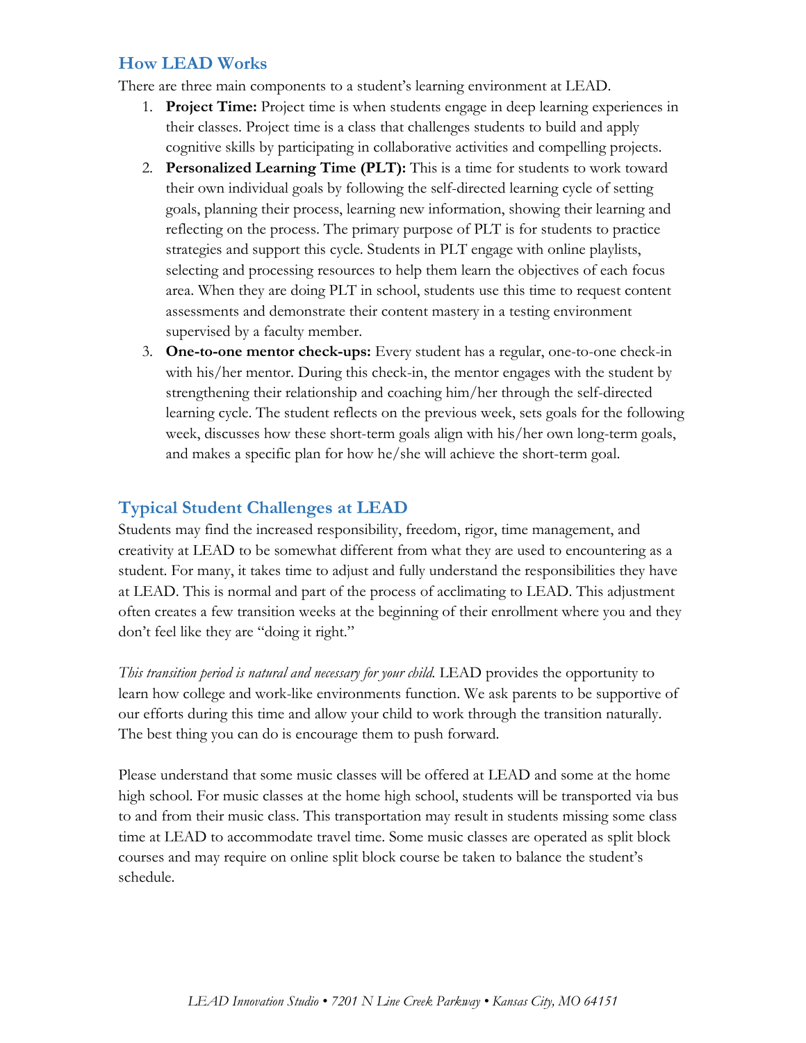## How LEAD Works

There are three main components to a student's learning environment at LEAD.

1. **Project Time:** Project time is when students engage in deep learning experiences in their classes. Project time is a class that challenges students to build and apply cognitive skills by participating in collaborative activities and compelling projects.
2. **Personalized Learning Time (PLT):** This is a time for students to work toward their own individual goals by following the self-directed learning cycle of setting goals, planning their process, learning new information, showing their learning and reflecting on the process. The primary purpose of PLT is for students to practice strategies and support this cycle. Students in PLT engage with online playlists, selecting and processing resources to help them learn the objectives of each focus area. When they are doing PLT in school, students use this time to request content assessments and demonstrate their content mastery in a testing environment supervised by a faculty member.
3. **One-to-one mentor check-ups:** Every student has a regular, one-to-one check-in with his/her mentor. During this check-in, the mentor engages with the student by strengthening their relationship and coaching him/her through the self-directed learning cycle. The student reflects on the previous week, sets goals for the following week, discusses how these short-term goals align with his/her own long-term goals, and makes a specific plan for how he/she will achieve the short-term goal.

## Typical Student Challenges at LEAD

Students may find the increased responsibility, freedom, rigor, time management, and creativity at LEAD to be somewhat different from what they are used to encountering as a student. For many, it takes time to adjust and fully understand the responsibilities they have at LEAD. This is normal and part of the process of acclimating to LEAD. This adjustment often creates a few transition weeks at the beginning of their enrollment where you and they don't feel like they are "doing it right."

*This transition period is natural and necessary for your child.* LEAD provides the opportunity to learn how college and work-like environments function. We ask parents to be supportive of our efforts during this time and allow your child to work through the transition naturally. The best thing you can do is encourage them to push forward.

Please understand that some music classes will be offered at LEAD and some at the home high school. For music classes at the home high school, students will be transported via bus to and from their music class. This transportation may result in students missing some class time at LEAD to accommodate travel time. Some music classes are operated as split block courses and may require on online split block course be taken to balance the student's schedule.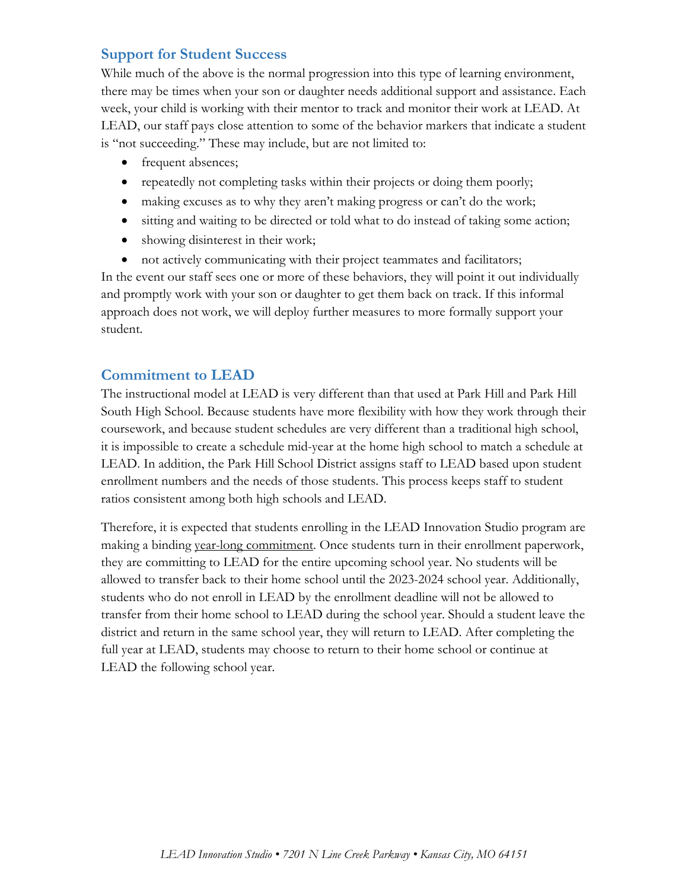## Support for Student Success

While much of the above is the normal progression into this type of learning environment, there may be times when your son or daughter needs additional support and assistance. Each week, your child is working with their mentor to track and monitor their work at LEAD. At LEAD, our staff pays close attention to some of the behavior markers that indicate a student is "not succeeding." These may include, but are not limited to:

- frequent absences;
- repeatedly not completing tasks within their projects or doing them poorly;
- making excuses as to why they aren't making progress or can't do the work;
- sitting and waiting to be directed or told what to do instead of taking some action;
- showing disinterest in their work;
- not actively communicating with their project teammates and facilitators;

In the event our staff sees one or more of these behaviors, they will point it out individually and promptly work with your son or daughter to get them back on track. If this informal approach does not work, we will deploy further measures to more formally support your student.

## Commitment to LEAD

The instructional model at LEAD is very different than that used at Park Hill and Park Hill South High School. Because students have more flexibility with how they work through their coursework, and because student schedules are very different than a traditional high school, it is impossible to create a schedule mid-year at the home high school to match a schedule at LEAD. In addition, the Park Hill School District assigns staff to LEAD based upon student enrollment numbers and the needs of those students. This process keeps staff to student ratios consistent among both high schools and LEAD.

Therefore, it is expected that students enrolling in the LEAD Innovation Studio program are making a binding year-long commitment. Once students turn in their enrollment paperwork, they are committing to LEAD for the entire upcoming school year. No students will be allowed to transfer back to their home school until the 2023-2024 school year. Additionally, students who do not enroll in LEAD by the enrollment deadline will not be allowed to transfer from their home school to LEAD during the school year. Should a student leave the district and return in the same school year, they will return to LEAD. After completing the full year at LEAD, students may choose to return to their home school or continue at LEAD the following school year.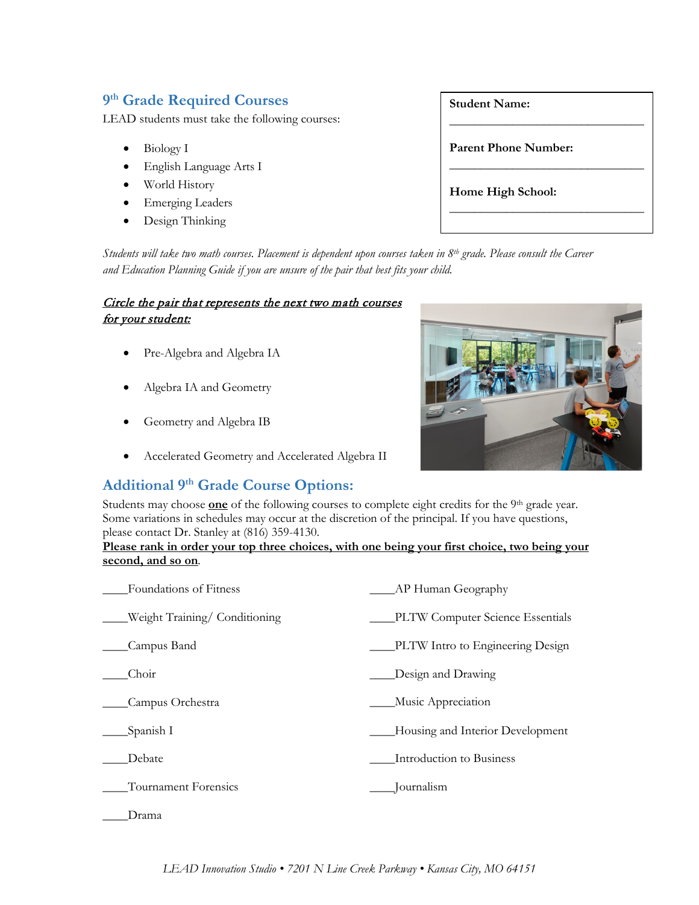## $9^{th}$ Grade Required Courses

LEAD students must take the following courses:

- Biology I
- English Language Arts I
- World History
- Emerging Leaders
- Design Thinking

**Student Name:**

\_\_\_\_\_\_\_\_\_\_\_\_\_\_\_\_\_\_\_\_\_\_\_\_\_\_\_\_\_\_\_\_

**Parent Phone Number:**

\_\_\_\_\_\_\_\_\_\_\_\_\_\_\_\_\_\_\_\_\_\_\_\_\_\_\_\_\_\_\_\_

**Home High School:**

\_\_\_\_\_\_\_\_\_\_\_\_\_\_\_\_\_\_\_\_\_\_\_\_\_\_\_\_\_\_\_\_

*Students will take two math courses. Placement is dependent upon courses taken in 8th grade. Please consult the Career and Education Planning Guide if you are unsure of the pair that best fits your child.*

***Circle the pair that represents the next two math courses for your student:***

- Pre-Algebra and Algebra IA
- Algebra IA and Geometry
- Geometry and Algebra IB
- Accelerated Geometry and Accelerated Algebra II

## Additional $9^{th}$ Grade Course Options:

Students may choose **one** of the following courses to complete eight credits for the 9th grade year. Some variations in schedules may occur at the discretion of the principal. If you have questions, please contact Dr. Stanley at (816) 359-4130.

**Please rank in order your top three choices, with one being your first choice, two being your second, and so on.**

\_\_\_\_Foundations of Fitness

\_\_\_\_Weight Training/ Conditioning

\_\_\_\_Campus Band

\_\_\_\_Choir

\_\_\_\_Campus Orchestra

\_\_\_\_Spanish I

\_\_\_\_Debate

\_\_\_\_Tournament Forensics

\_\_\_\_Drama

\_\_\_\_AP Human Geography

\_\_\_\_PLTW Computer Science Essentials

\_\_\_\_PLTW Intro to Engineering Design

\_\_\_\_Design and Drawing

\_\_\_\_Music Appreciation

\_\_\_\_Housing and Interior Development

\_\_\_\_Introduction to Business

\_\_\_\_Journalism

*LEAD Innovation Studio • 7201 N Line Creek Parkway • Kansas City, MO 64151*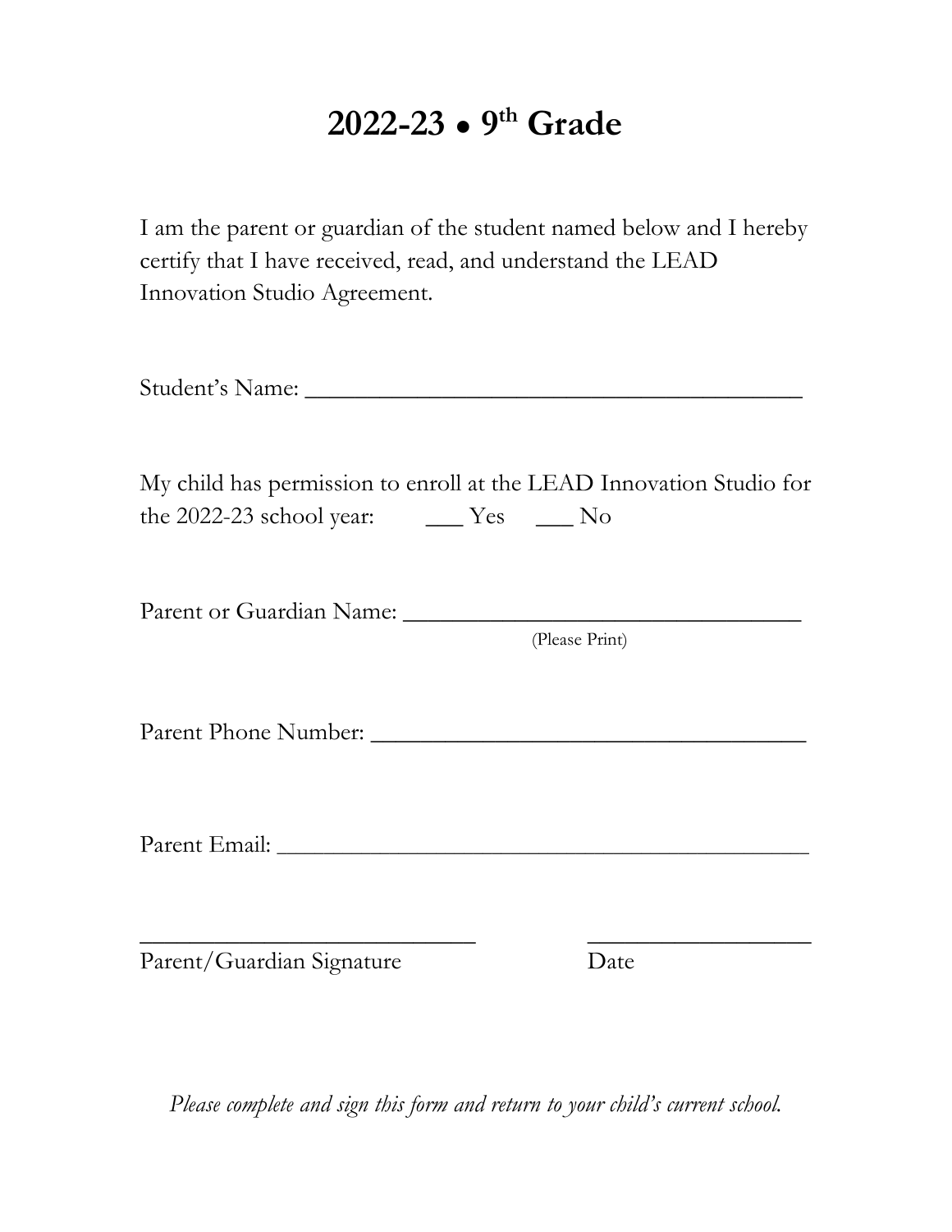# 2022-23 • 9th Grade

I am the parent or guardian of the student named below and I hereby certify that I have received, read, and understand the LEAD Innovation Studio Agreement.

Student's Name: ________________________________________

My child has permission to enroll at the LEAD Innovation Studio for the 2022-23 school year: ___ Yes ___ No

Parent or Guardian Name: ________________________________
(Please Print)

Parent Phone Number: ___________________________________

Parent Email: _____________________________________________

___________________________ ___________________
Parent/Guardian Signature Date

*Please complete and sign this form and return to your child's current school.*